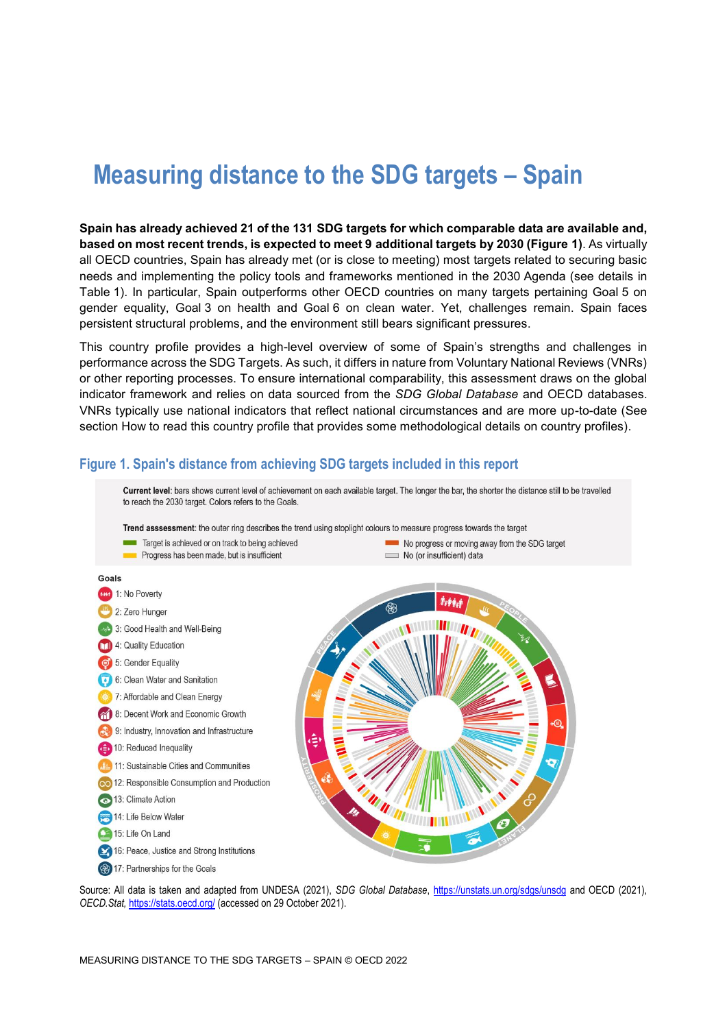# Measuring distance to the SDG targets – Spain

**Spain has already achieved 21 of the 131 SDG targets for which comparable data are available and, based on most recent trends, is expected to meet 9 additional targets by 2030 (Figure 1)**. As virtually all OECD countries, Spain has already met (or is close to meeting) most targets related to securing basic needs and implementing the policy tools and frameworks mentioned in the 2030 Agenda (see details in Table 1). In particular, Spain outperforms other OECD countries on many targets pertaining Goal 5 on gender equality, Goal 3 on health and Goal 6 on clean water. Yet, challenges remain. Spain faces persistent structural problems, and the environment still bears significant pressures.

This country profile provides a high-level overview of some of Spain's strengths and challenges in performance across the SDG Targets. As such, it differs in nature from Voluntary National Reviews (VNRs) or other reporting processes. To ensure international comparability, this assessment draws on the global indicator framework and relies on data sourced from the *SDG Global Database* and OECD databases. VNRs typically use national indicators that reflect national circumstances and are more up-to-date (See section How to read this country profile that provides some methodological details on country profiles).

## Figure 1. Spain's distance from achieving SDG targets included in this report

**Current level**: bars shows current level of achievement on each available target. The longer the bar, the shorter the distance still to be travelled to reach the 2030 target. Colors refers to the Goals.

**Trend assessment**: the outer ring describes the trend using stoplight colours to measure progress towards the target

- Target is achieved or on track to being achieved
- Progress has been made, but is insufficient
- No progress or moving away from the SDG target
- No (or insufficient) data

Goals

1: No Poverty
2: Zero Hunger
3: Good Health and Well-Being
4: Quality Education
5: Gender Equality
6: Clean Water and Sanitation
7: Affordable and Clean Energy
8: Decent Work and Economic Growth
9: Industry, Innovation and Infrastructure
10: Reduced Inequality
11: Sustainable Cities and Communities
12: Responsible Consumption and Production
13: Climate Action
14: Life Below Water
15: Life On Land
16: Peace, Justice and Strong Institutions
17: Partnerships for the Goals

PEOPLE
PLANET
PROSPERITY
PEACE

Source: All data is taken and adapted from UNDESA (2021), *SDG Global Database*, https://unstats.un.org/sdgs/unsdg and OECD (2021), *OECD.Stat*, https://stats.oecd.org/ (accessed on 29 October 2021).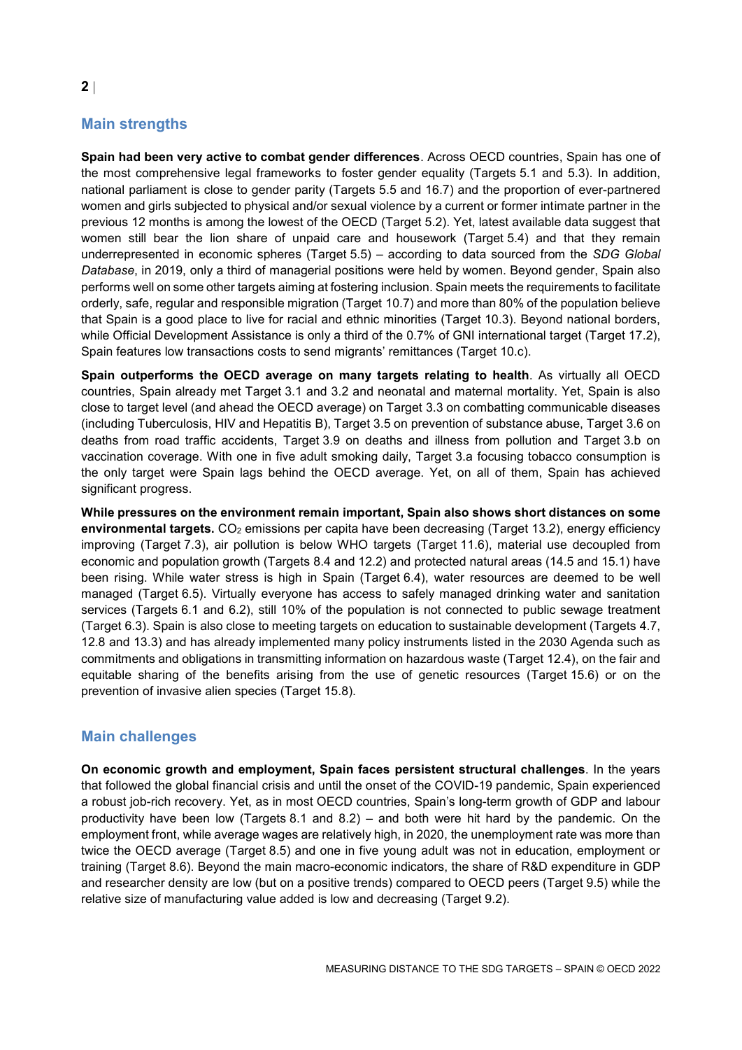## Main strengths

**Spain had been very active to combat gender differences**. Across OECD countries, Spain has one of the most comprehensive legal frameworks to foster gender equality (Targets 5.1 and 5.3). In addition, national parliament is close to gender parity (Targets 5.5 and 16.7) and the proportion of ever-partnered women and girls subjected to physical and/or sexual violence by a current or former intimate partner in the previous 12 months is among the lowest of the OECD (Target 5.2). Yet, latest available data suggest that women still bear the lion share of unpaid care and housework (Target 5.4) and that they remain underrepresented in economic spheres (Target 5.5) – according to data sourced from the *SDG Global Database*, in 2019, only a third of managerial positions were held by women. Beyond gender, Spain also performs well on some other targets aiming at fostering inclusion. Spain meets the requirements to facilitate orderly, safe, regular and responsible migration (Target 10.7) and more than 80% of the population believe that Spain is a good place to live for racial and ethnic minorities (Target 10.3). Beyond national borders, while Official Development Assistance is only a third of the 0.7% of GNI international target (Target 17.2), Spain features low transactions costs to send migrants' remittances (Target 10.c).

**Spain outperforms the OECD average on many targets relating to health**. As virtually all OECD countries, Spain already met Target 3.1 and 3.2 and neonatal and maternal mortality. Yet, Spain is also close to target level (and ahead the OECD average) on Target 3.3 on combatting communicable diseases (including Tuberculosis, HIV and Hepatitis B), Target 3.5 on prevention of substance abuse, Target 3.6 on deaths from road traffic accidents, Target 3.9 on deaths and illness from pollution and Target 3.b on vaccination coverage. With one in five adult smoking daily, Target 3.a focusing tobacco consumption is the only target were Spain lags behind the OECD average. Yet, on all of them, Spain has achieved significant progress.

**While pressures on the environment remain important, Spain also shows short distances on some environmental targets.** $CO_2$ emissions per capita have been decreasing (Target 13.2), energy efficiency improving (Target 7.3), air pollution is below WHO targets (Target 11.6), material use decoupled from economic and population growth (Targets 8.4 and 12.2) and protected natural areas (14.5 and 15.1) have been rising. While water stress is high in Spain (Target 6.4), water resources are deemed to be well managed (Target 6.5). Virtually everyone has access to safely managed drinking water and sanitation services (Targets 6.1 and 6.2), still 10% of the population is not connected to public sewage treatment (Target 6.3). Spain is also close to meeting targets on education to sustainable development (Targets 4.7, 12.8 and 13.3) and has already implemented many policy instruments listed in the 2030 Agenda such as commitments and obligations in transmitting information on hazardous waste (Target 12.4), on the fair and equitable sharing of the benefits arising from the use of genetic resources (Target 15.6) or on the prevention of invasive alien species (Target 15.8).

## Main challenges

**On economic growth and employment, Spain faces persistent structural challenges**. In the years that followed the global financial crisis and until the onset of the COVID-19 pandemic, Spain experienced a robust job-rich recovery. Yet, as in most OECD countries, Spain's long-term growth of GDP and labour productivity have been low (Targets 8.1 and 8.2) – and both were hit hard by the pandemic. On the employment front, while average wages are relatively high, in 2020, the unemployment rate was more than twice the OECD average (Target 8.5) and one in five young adult was not in education, employment or training (Target 8.6). Beyond the main macro-economic indicators, the share of R&D expenditure in GDP and researcher density are low (but on a positive trends) compared to OECD peers (Target 9.5) while the relative size of manufacturing value added is low and decreasing (Target 9.2).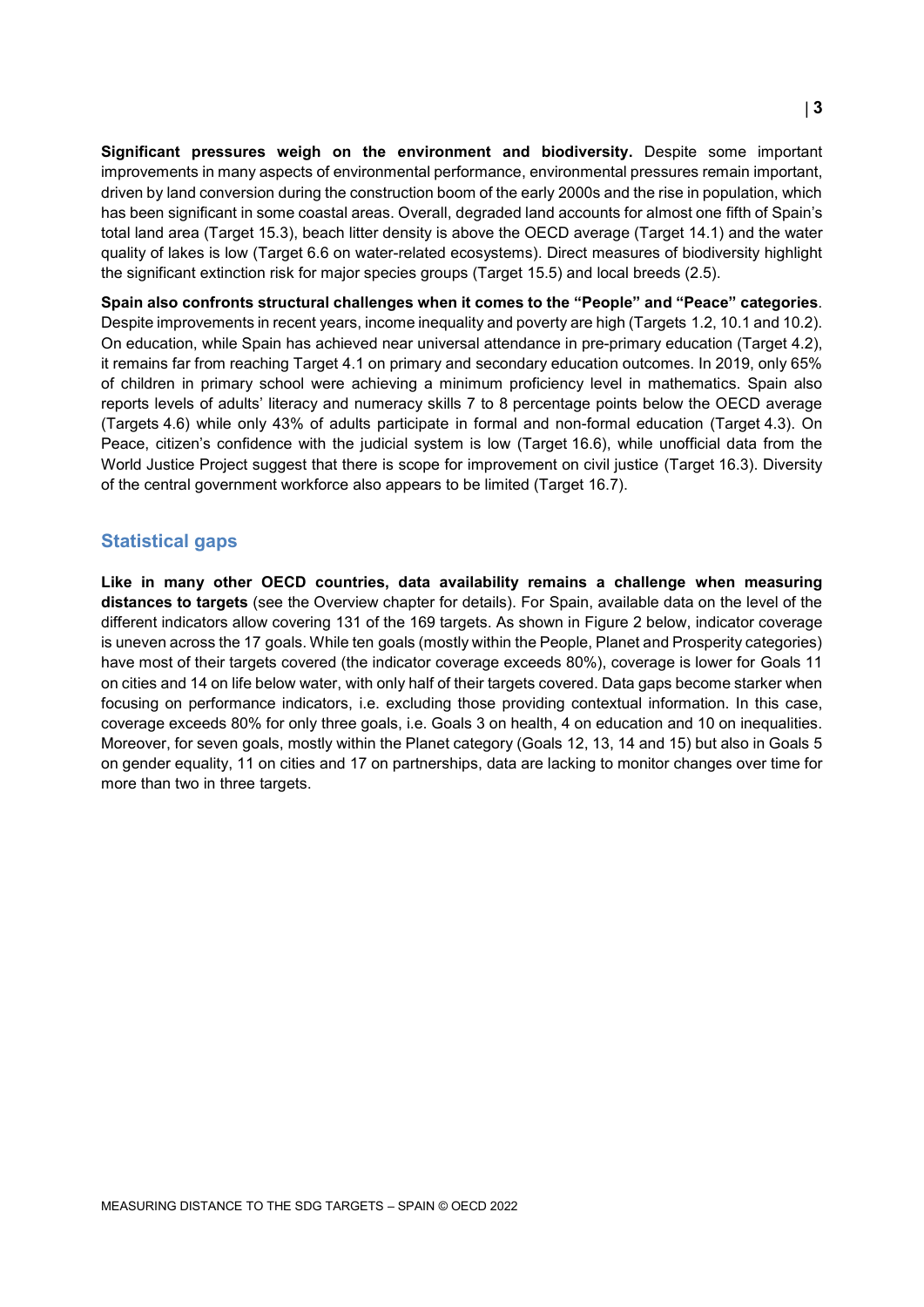**Significant pressures weigh on the environment and biodiversity.** Despite some important improvements in many aspects of environmental performance, environmental pressures remain important, driven by land conversion during the construction boom of the early 2000s and the rise in population, which has been significant in some coastal areas. Overall, degraded land accounts for almost one fifth of Spain's total land area (Target 15.3), beach litter density is above the OECD average (Target 14.1) and the water quality of lakes is low (Target 6.6 on water-related ecosystems). Direct measures of biodiversity highlight the significant extinction risk for major species groups (Target 15.5) and local breeds (2.5).

**Spain also confronts structural challenges when it comes to the "People" and "Peace" categories**. Despite improvements in recent years, income inequality and poverty are high (Targets 1.2, 10.1 and 10.2). On education, while Spain has achieved near universal attendance in pre-primary education (Target 4.2), it remains far from reaching Target 4.1 on primary and secondary education outcomes. In 2019, only 65% of children in primary school were achieving a minimum proficiency level in mathematics. Spain also reports levels of adults' literacy and numeracy skills 7 to 8 percentage points below the OECD average (Targets 4.6) while only 43% of adults participate in formal and non-formal education (Target 4.3). On Peace, citizen's confidence with the judicial system is low (Target 16.6), while unofficial data from the World Justice Project suggest that there is scope for improvement on civil justice (Target 16.3). Diversity of the central government workforce also appears to be limited (Target 16.7).

## Statistical gaps

**Like in many other OECD countries, data availability remains a challenge when measuring distances to targets** (see the Overview chapter for details). For Spain, available data on the level of the different indicators allow covering 131 of the 169 targets. As shown in Figure 2 below, indicator coverage is uneven across the 17 goals. While ten goals (mostly within the People, Planet and Prosperity categories) have most of their targets covered (the indicator coverage exceeds 80%), coverage is lower for Goals 11 on cities and 14 on life below water, with only half of their targets covered. Data gaps become starker when focusing on performance indicators, i.e. excluding those providing contextual information. In this case, coverage exceeds 80% for only three goals, i.e. Goals 3 on health, 4 on education and 10 on inequalities. Moreover, for seven goals, mostly within the Planet category (Goals 12, 13, 14 and 15) but also in Goals 5 on gender equality, 11 on cities and 17 on partnerships, data are lacking to monitor changes over time for more than two in three targets.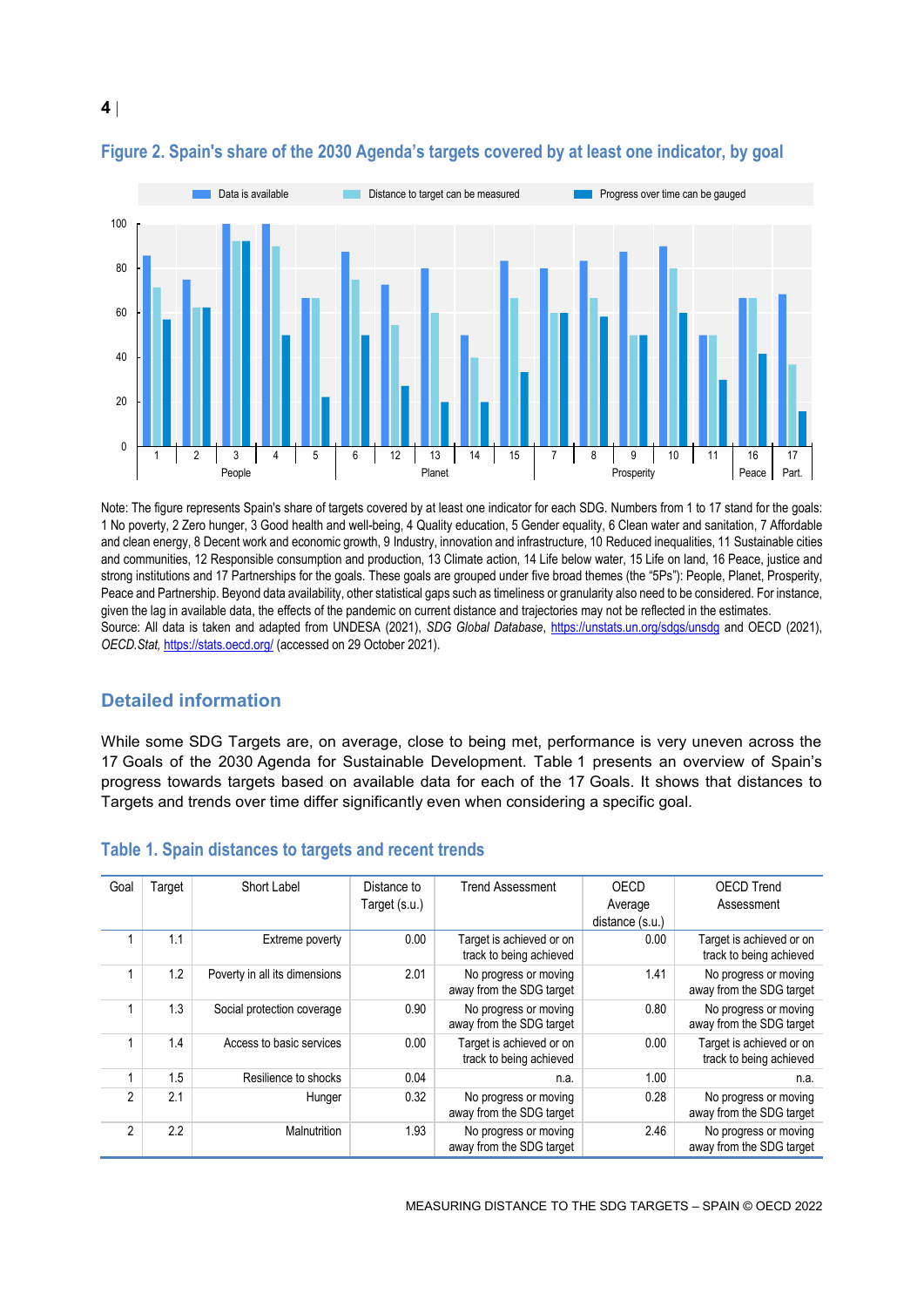## Figure 2. Spain's share of the 2030 Agenda's targets covered by at least one indicator, by goal

Data is available
Distance to target can be measured
Progress over time can be gauged

100
80
60
40
20
0

1 2 3 4 5 6 12 13 14 15 7 8 9 10 11 16 17

People
Planet
Prosperity
Peace
Part.

Note: The figure represents Spain's share of targets covered by at least one indicator for each SDG. Numbers from 1 to 17 stand for the goals: 1 No poverty, 2 Zero hunger, 3 Good health and well-being, 4 Quality education, 5 Gender equality, 6 Clean water and sanitation, 7 Affordable and clean energy, 8 Decent work and economic growth, 9 Industry, innovation and infrastructure, 10 Reduced inequalities, 11 Sustainable cities and communities, 12 Responsible consumption and production, 13 Climate action, 14 Life below water, 15 Life on land, 16 Peace, justice and strong institutions and 17 Partnerships for the goals. These goals are grouped under five broad themes (the "5Ps"): People, Planet, Prosperity, Peace and Partnership. Beyond data availability, other statistical gaps such as timeliness or granularity also need to be considered. For instance, given the lag in available data, the effects of the pandemic on current distance and trajectories may not be reflected in the estimates.

Source: All data is taken and adapted from UNDESA (2021), *SDG Global Database*, https://unstats.un.org/sdgs/unsdg and OECD (2021), *OECD.Stat*, https://stats.oecd.org/ (accessed on 29 October 2021).

## Detailed information

While some SDG Targets are, on average, close to being met, performance is very uneven across the 17 Goals of the 2030 Agenda for Sustainable Development. Table 1 presents an overview of Spain's progress towards targets based on available data for each of the 17 Goals. It shows that distances to Targets and trends over time differ significantly even when considering a specific goal.

## Table 1. Spain distances to targets and recent trends

| Goal | Target | Short Label | Distance to Target (s.u.) | Trend Assessment | OECD Average distance (s.u.) | OECD Trend Assessment |
|---|---|---|---|---|---|---|
| 1 | 1.1 | Extreme poverty | 0.00 | Target is achieved or on track to being achieved | 0.00 | Target is achieved or on track to being achieved |
| 1 | 1.2 | Poverty in all its dimensions | 2.01 | No progress or moving away from the SDG target | 1.41 | No progress or moving away from the SDG target |
| 1 | 1.3 | Social protection coverage | 0.90 | No progress or moving away from the SDG target | 0.80 | No progress or moving away from the SDG target |
| 1 | 1.4 | Access to basic services | 0.00 | Target is achieved or on track to being achieved | 0.00 | Target is achieved or on track to being achieved |
| 1 | 1.5 | Resilience to shocks | 0.04 | n.a. | 1.00 | n.a. |
| 2 | 2.1 | Hunger | 0.32 | No progress or moving away from the SDG target | 0.28 | No progress or moving away from the SDG target |
| 2 | 2.2 | Malnutrition | 1.93 | No progress or moving away from the SDG target | 2.46 | No progress or moving away from the SDG target |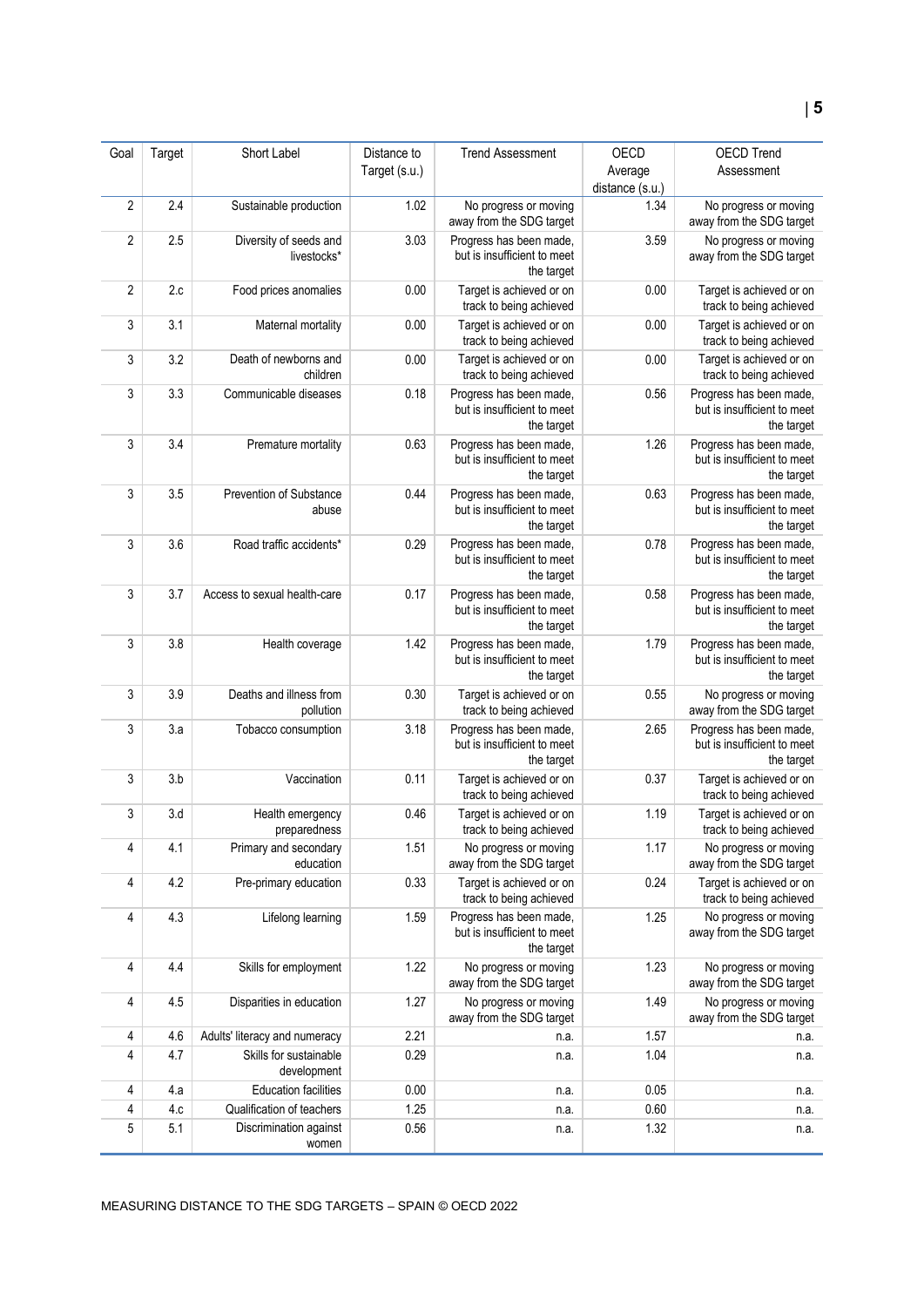| Goal | Target | Short Label | Distance to Target (s.u.) | Trend Assessment | OECD Average distance (s.u.) | OECD Trend Assessment |
|---|---|---|---|---|---|---|
| 2 | 2.4 | Sustainable production | 1.02 | No progress or moving away from the SDG target | 1.34 | No progress or moving away from the SDG target |
| 2 | 2.5 | Diversity of seeds and livestocks* | 3.03 | Progress has been made, but is insufficient to meet the target | 3.59 | No progress or moving away from the SDG target |
| 2 | 2.c | Food prices anomalies | 0.00 | Target is achieved or on track to being achieved | 0.00 | Target is achieved or on track to being achieved |
| 3 | 3.1 | Maternal mortality | 0.00 | Target is achieved or on track to being achieved | 0.00 | Target is achieved or on track to being achieved |
| 3 | 3.2 | Death of newborns and children | 0.00 | Target is achieved or on track to being achieved | 0.00 | Target is achieved or on track to being achieved |
| 3 | 3.3 | Communicable diseases | 0.18 | Progress has been made, but is insufficient to meet the target | 0.56 | Progress has been made, but is insufficient to meet the target |
| 3 | 3.4 | Premature mortality | 0.63 | Progress has been made, but is insufficient to meet the target | 1.26 | Progress has been made, but is insufficient to meet the target |
| 3 | 3.5 | Prevention of Substance abuse | 0.44 | Progress has been made, but is insufficient to meet the target | 0.63 | Progress has been made, but is insufficient to meet the target |
| 3 | 3.6 | Road traffic accidents* | 0.29 | Progress has been made, but is insufficient to meet the target | 0.78 | Progress has been made, but is insufficient to meet the target |
| 3 | 3.7 | Access to sexual health-care | 0.17 | Progress has been made, but is insufficient to meet the target | 0.58 | Progress has been made, but is insufficient to meet the target |
| 3 | 3.8 | Health coverage | 1.42 | Progress has been made, but is insufficient to meet the target | 1.79 | Progress has been made, but is insufficient to meet the target |
| 3 | 3.9 | Deaths and illness from pollution | 0.30 | Target is achieved or on track to being achieved | 0.55 | No progress or moving away from the SDG target |
| 3 | 3.a | Tobacco consumption | 3.18 | Progress has been made, but is insufficient to meet the target | 2.65 | Progress has been made, but is insufficient to meet the target |
| 3 | 3.b | Vaccination | 0.11 | Target is achieved or on track to being achieved | 0.37 | Target is achieved or on track to being achieved |
| 3 | 3.d | Health emergency preparedness | 0.46 | Target is achieved or on track to being achieved | 1.19 | Target is achieved or on track to being achieved |
| 4 | 4.1 | Primary and secondary education | 1.51 | No progress or moving away from the SDG target | 1.17 | No progress or moving away from the SDG target |
| 4 | 4.2 | Pre-primary education | 0.33 | Target is achieved or on track to being achieved | 0.24 | Target is achieved or on track to being achieved |
| 4 | 4.3 | Lifelong learning | 1.59 | Progress has been made, but is insufficient to meet the target | 1.25 | No progress or moving away from the SDG target |
| 4 | 4.4 | Skills for employment | 1.22 | No progress or moving away from the SDG target | 1.23 | No progress or moving away from the SDG target |
| 4 | 4.5 | Disparities in education | 1.27 | No progress or moving away from the SDG target | 1.49 | No progress or moving away from the SDG target |
| 4 | 4.6 | Adults' literacy and numeracy | 2.21 | n.a. | 1.57 | n.a. |
| 4 | 4.7 | Skills for sustainable development | 0.29 | n.a. | 1.04 | n.a. |
| 4 | 4.a | Education facilities | 0.00 | n.a. | 0.05 | n.a. |
| 4 | 4.c | Qualification of teachers | 1.25 | n.a. | 0.60 | n.a. |
| 5 | 5.1 | Discrimination against women | 0.56 | n.a. | 1.32 | n.a. |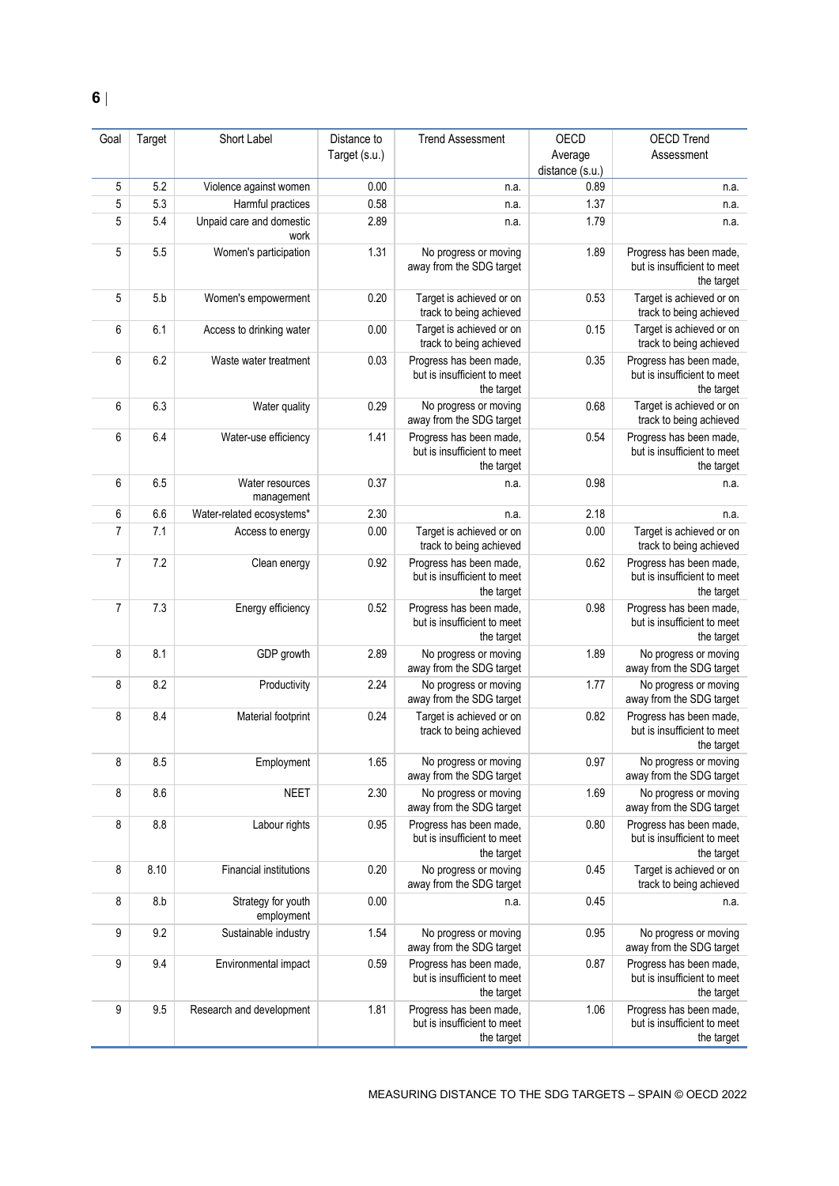| Goal | Target | Short Label | Distance to Target (s.u.) | Trend Assessment | OECD Average distance (s.u.) | OECD Trend Assessment |
|---|---|---|---|---|---|---|
| 5 | 5.2 | Violence against women | 0.00 | n.a. | 0.89 | n.a. |
| 5 | 5.3 | Harmful practices | 0.58 | n.a. | 1.37 | n.a. |
| 5 | 5.4 | Unpaid care and domestic work | 2.89 | n.a. | 1.79 | n.a. |
| 5 | 5.5 | Women's participation | 1.31 | No progress or moving away from the SDG target | 1.89 | Progress has been made, but is insufficient to meet the target |
| 5 | 5.b | Women's empowerment | 0.20 | Target is achieved or on track to being achieved | 0.53 | Target is achieved or on track to being achieved |
| 6 | 6.1 | Access to drinking water | 0.00 | Target is achieved or on track to being achieved | 0.15 | Target is achieved or on track to being achieved |
| 6 | 6.2 | Waste water treatment | 0.03 | Progress has been made, but is insufficient to meet the target | 0.35 | Progress has been made, but is insufficient to meet the target |
| 6 | 6.3 | Water quality | 0.29 | No progress or moving away from the SDG target | 0.68 | Target is achieved or on track to being achieved |
| 6 | 6.4 | Water-use efficiency | 1.41 | Progress has been made, but is insufficient to meet the target | 0.54 | Progress has been made, but is insufficient to meet the target |
| 6 | 6.5 | Water resources management | 0.37 | n.a. | 0.98 | n.a. |
| 6 | 6.6 | Water-related ecosystems* | 2.30 | n.a. | 2.18 | n.a. |
| 7 | 7.1 | Access to energy | 0.00 | Target is achieved or on track to being achieved | 0.00 | Target is achieved or on track to being achieved |
| 7 | 7.2 | Clean energy | 0.92 | Progress has been made, but is insufficient to meet the target | 0.62 | Progress has been made, but is insufficient to meet the target |
| 7 | 7.3 | Energy efficiency | 0.52 | Progress has been made, but is insufficient to meet the target | 0.98 | Progress has been made, but is insufficient to meet the target |
| 8 | 8.1 | GDP growth | 2.89 | No progress or moving away from the SDG target | 1.89 | No progress or moving away from the SDG target |
| 8 | 8.2 | Productivity | 2.24 | No progress or moving away from the SDG target | 1.77 | No progress or moving away from the SDG target |
| 8 | 8.4 | Material footprint | 0.24 | Target is achieved or on track to being achieved | 0.82 | Progress has been made, but is insufficient to meet the target |
| 8 | 8.5 | Employment | 1.65 | No progress or moving away from the SDG target | 0.97 | No progress or moving away from the SDG target |
| 8 | 8.6 | NEET | 2.30 | No progress or moving away from the SDG target | 1.69 | No progress or moving away from the SDG target |
| 8 | 8.8 | Labour rights | 0.95 | Progress has been made, but is insufficient to meet the target | 0.80 | Progress has been made, but is insufficient to meet the target |
| 8 | 8.10 | Financial institutions | 0.20 | No progress or moving away from the SDG target | 0.45 | Target is achieved or on track to being achieved |
| 8 | 8.b | Strategy for youth employment | 0.00 | n.a. | 0.45 | n.a. |
| 9 | 9.2 | Sustainable industry | 1.54 | No progress or moving away from the SDG target | 0.95 | No progress or moving away from the SDG target |
| 9 | 9.4 | Environmental impact | 0.59 | Progress has been made, but is insufficient to meet the target | 0.87 | Progress has been made, but is insufficient to meet the target |
| 9 | 9.5 | Research and development | 1.81 | Progress has been made, but is insufficient to meet the target | 1.06 | Progress has been made, but is insufficient to meet the target |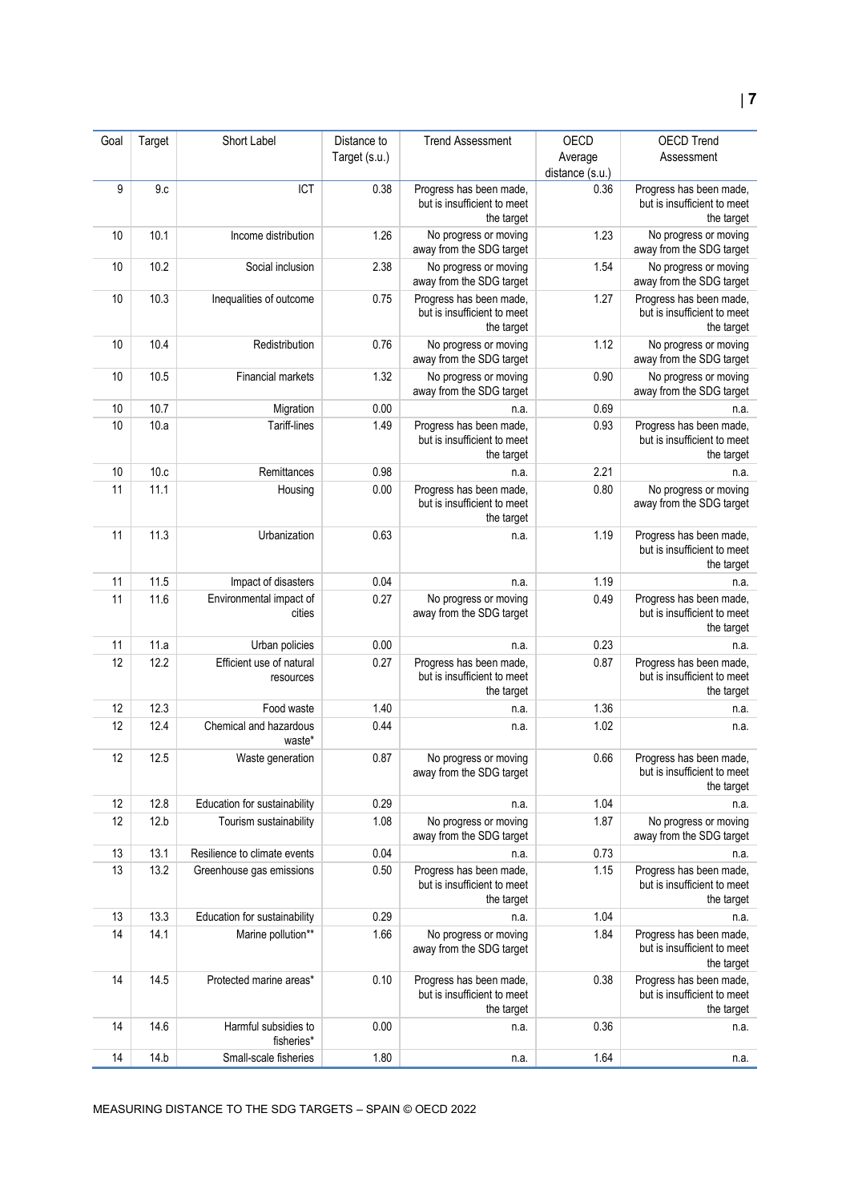| Goal | Target | Short Label | Distance to Target (s.u.) | Trend Assessment | OECD Average distance (s.u.) | OECD Trend Assessment |
|---|---|---|---|---|---|---|
| 9 | 9.c | ICT | 0.38 | Progress has been made, but is insufficient to meet the target | 0.36 | Progress has been made, but is insufficient to meet the target |
| 10 | 10.1 | Income distribution | 1.26 | No progress or moving away from the SDG target | 1.23 | No progress or moving away from the SDG target |
| 10 | 10.2 | Social inclusion | 2.38 | No progress or moving away from the SDG target | 1.54 | No progress or moving away from the SDG target |
| 10 | 10.3 | Inequalities of outcome | 0.75 | Progress has been made, but is insufficient to meet the target | 1.27 | Progress has been made, but is insufficient to meet the target |
| 10 | 10.4 | Redistribution | 0.76 | No progress or moving away from the SDG target | 1.12 | No progress or moving away from the SDG target |
| 10 | 10.5 | Financial markets | 1.32 | No progress or moving away from the SDG target | 0.90 | No progress or moving away from the SDG target |
| 10 | 10.7 | Migration | 0.00 | n.a. | 0.69 | n.a. |
| 10 | 10.a | Tariff-lines | 1.49 | Progress has been made, but is insufficient to meet the target | 0.93 | Progress has been made, but is insufficient to meet the target |
| 10 | 10.c | Remittances | 0.98 | n.a. | 2.21 | n.a. |
| 11 | 11.1 | Housing | 0.00 | Progress has been made, but is insufficient to meet the target | 0.80 | No progress or moving away from the SDG target |
| 11 | 11.3 | Urbanization | 0.63 | n.a. | 1.19 | Progress has been made, but is insufficient to meet the target |
| 11 | 11.5 | Impact of disasters | 0.04 | n.a. | 1.19 | n.a. |
| 11 | 11.6 | Environmental impact of cities | 0.27 | No progress or moving away from the SDG target | 0.49 | Progress has been made, but is insufficient to meet the target |
| 11 | 11.a | Urban policies | 0.00 | n.a. | 0.23 | n.a. |
| 12 | 12.2 | Efficient use of natural resources | 0.27 | Progress has been made, but is insufficient to meet the target | 0.87 | Progress has been made, but is insufficient to meet the target |
| 12 | 12.3 | Food waste | 1.40 | n.a. | 1.36 | n.a. |
| 12 | 12.4 | Chemical and hazardous waste* | 0.44 | n.a. | 1.02 | n.a. |
| 12 | 12.5 | Waste generation | 0.87 | No progress or moving away from the SDG target | 0.66 | Progress has been made, but is insufficient to meet the target |
| 12 | 12.8 | Education for sustainability | 0.29 | n.a. | 1.04 | n.a. |
| 12 | 12.b | Tourism sustainability | 1.08 | No progress or moving away from the SDG target | 1.87 | No progress or moving away from the SDG target |
| 13 | 13.1 | Resilience to climate events | 0.04 | n.a. | 0.73 | n.a. |
| 13 | 13.2 | Greenhouse gas emissions | 0.50 | Progress has been made, but is insufficient to meet the target | 1.15 | Progress has been made, but is insufficient to meet the target |
| 13 | 13.3 | Education for sustainability | 0.29 | n.a. | 1.04 | n.a. |
| 14 | 14.1 | Marine pollution** | 1.66 | No progress or moving away from the SDG target | 1.84 | Progress has been made, but is insufficient to meet the target |
| 14 | 14.5 | Protected marine areas* | 0.10 | Progress has been made, but is insufficient to meet the target | 0.38 | Progress has been made, but is insufficient to meet the target |
| 14 | 14.6 | Harmful subsidies to fisheries* | 0.00 | n.a. | 0.36 | n.a. |
| 14 | 14.b | Small-scale fisheries | 1.80 | n.a. | 1.64 | n.a. |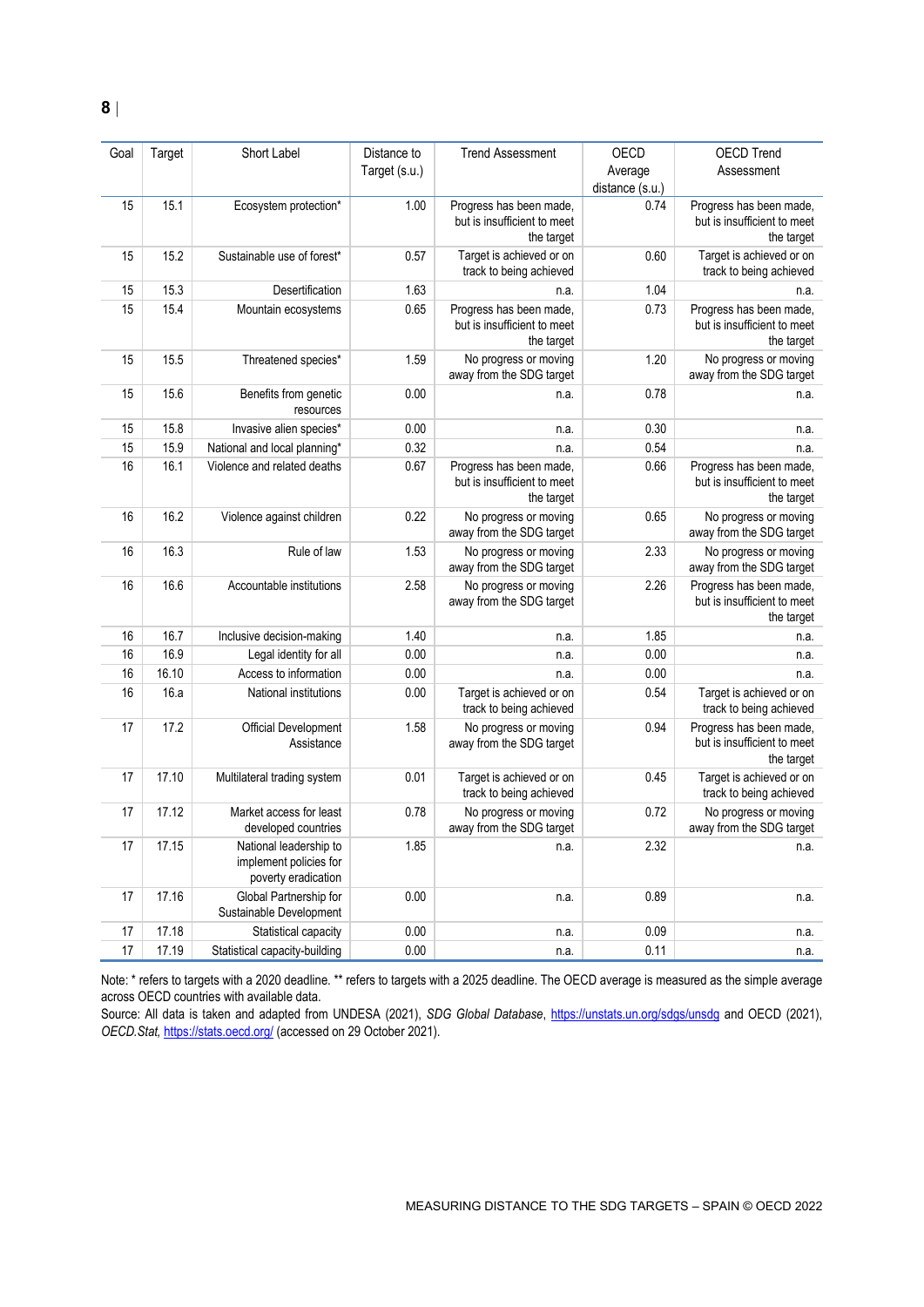| Goal | Target | Short Label | Distance to Target (s.u.) | Trend Assessment | OECD Average distance (s.u.) | OECD Trend Assessment |
|---|---|---|---|---|---|---|
| 15 | 15.1 | Ecosystem protection* | 1.00 | Progress has been made, but is insufficient to meet the target | 0.74 | Progress has been made, but is insufficient to meet the target |
| 15 | 15.2 | Sustainable use of forest* | 0.57 | Target is achieved or on track to being achieved | 0.60 | Target is achieved or on track to being achieved |
| 15 | 15.3 | Desertification | 1.63 | n.a. | 1.04 | n.a. |
| 15 | 15.4 | Mountain ecosystems | 0.65 | Progress has been made, but is insufficient to meet the target | 0.73 | Progress has been made, but is insufficient to meet the target |
| 15 | 15.5 | Threatened species* | 1.59 | No progress or moving away from the SDG target | 1.20 | No progress or moving away from the SDG target |
| 15 | 15.6 | Benefits from genetic resources | 0.00 | n.a. | 0.78 | n.a. |
| 15 | 15.8 | Invasive alien species* | 0.00 | n.a. | 0.30 | n.a. |
| 15 | 15.9 | National and local planning* | 0.32 | n.a. | 0.54 | n.a. |
| 16 | 16.1 | Violence and related deaths | 0.67 | Progress has been made, but is insufficient to meet the target | 0.66 | Progress has been made, but is insufficient to meet the target |
| 16 | 16.2 | Violence against children | 0.22 | No progress or moving away from the SDG target | 0.65 | No progress or moving away from the SDG target |
| 16 | 16.3 | Rule of law | 1.53 | No progress or moving away from the SDG target | 2.33 | No progress or moving away from the SDG target |
| 16 | 16.6 | Accountable institutions | 2.58 | No progress or moving away from the SDG target | 2.26 | Progress has been made, but is insufficient to meet the target |
| 16 | 16.7 | Inclusive decision-making | 1.40 | n.a. | 1.85 | n.a. |
| 16 | 16.9 | Legal identity for all | 0.00 | n.a. | 0.00 | n.a. |
| 16 | 16.10 | Access to information | 0.00 | n.a. | 0.00 | n.a. |
| 16 | 16.a | National institutions | 0.00 | Target is achieved or on track to being achieved | 0.54 | Target is achieved or on track to being achieved |
| 17 | 17.2 | Official Development Assistance | 1.58 | No progress or moving away from the SDG target | 0.94 | Progress has been made, but is insufficient to meet the target |
| 17 | 17.10 | Multilateral trading system | 0.01 | Target is achieved or on track to being achieved | 0.45 | Target is achieved or on track to being achieved |
| 17 | 17.12 | Market access for least developed countries | 0.78 | No progress or moving away from the SDG target | 0.72 | No progress or moving away from the SDG target |
| 17 | 17.15 | National leadership to implement policies for poverty eradication | 1.85 | n.a. | 2.32 | n.a. |
| 17 | 17.16 | Global Partnership for Sustainable Development | 0.00 | n.a. | 0.89 | n.a. |
| 17 | 17.18 | Statistical capacity | 0.00 | n.a. | 0.09 | n.a. |
| 17 | 17.19 | Statistical capacity-building | 0.00 | n.a. | 0.11 | n.a. |

Note: * refers to targets with a 2020 deadline. ** refers to targets with a 2025 deadline. The OECD average is measured as the simple average across OECD countries with available data.
Source: All data is taken and adapted from UNDESA (2021), *SDG Global Database*, https://unstats.un.org/sdgs/unsdg and OECD (2021), *OECD.Stat*, https://stats.oecd.org/ (accessed on 29 October 2021).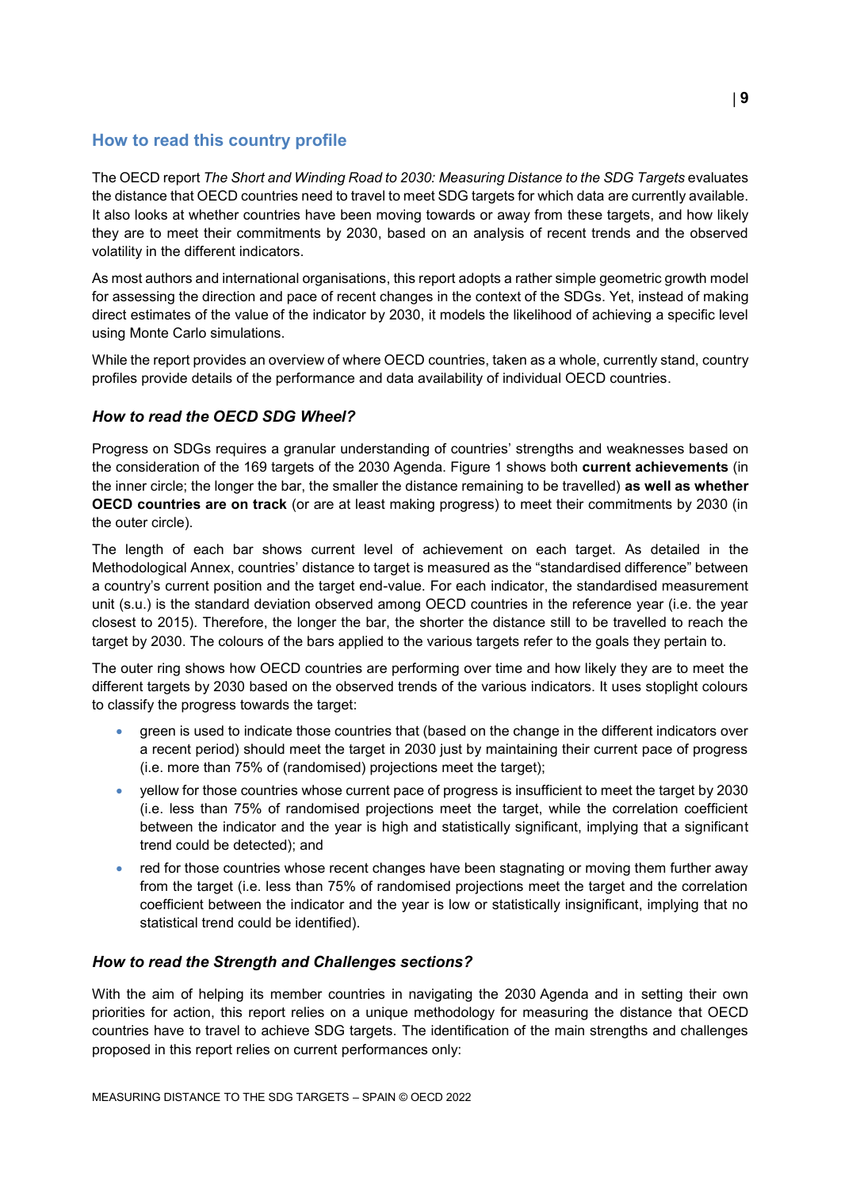## How to read this country profile

The OECD report *The Short and Winding Road to 2030: Measuring Distance to the SDG Targets* evaluates the distance that OECD countries need to travel to meet SDG targets for which data are currently available. It also looks at whether countries have been moving towards or away from these targets, and how likely they are to meet their commitments by 2030, based on an analysis of recent trends and the observed volatility in the different indicators.

As most authors and international organisations, this report adopts a rather simple geometric growth model for assessing the direction and pace of recent changes in the context of the SDGs. Yet, instead of making direct estimates of the value of the indicator by 2030, it models the likelihood of achieving a specific level using Monte Carlo simulations.

While the report provides an overview of where OECD countries, taken as a whole, currently stand, country profiles provide details of the performance and data availability of individual OECD countries.

### *How to read the OECD SDG Wheel?*

Progress on SDGs requires a granular understanding of countries' strengths and weaknesses based on the consideration of the 169 targets of the 2030 Agenda. Figure 1 shows both **current achievements** (in the inner circle; the longer the bar, the smaller the distance remaining to be travelled) **as well as whether OECD countries are on track** (or are at least making progress) to meet their commitments by 2030 (in the outer circle).

The length of each bar shows current level of achievement on each target. As detailed in the Methodological Annex, countries' distance to target is measured as the "standardised difference" between a country's current position and the target end-value. For each indicator, the standardised measurement unit (s.u.) is the standard deviation observed among OECD countries in the reference year (i.e. the year closest to 2015). Therefore, the longer the bar, the shorter the distance still to be travelled to reach the target by 2030. The colours of the bars applied to the various targets refer to the goals they pertain to.

The outer ring shows how OECD countries are performing over time and how likely they are to meet the different targets by 2030 based on the observed trends of the various indicators. It uses stoplight colours to classify the progress towards the target:

- green is used to indicate those countries that (based on the change in the different indicators over a recent period) should meet the target in 2030 just by maintaining their current pace of progress (i.e. more than 75% of (randomised) projections meet the target);
- yellow for those countries whose current pace of progress is insufficient to meet the target by 2030 (i.e. less than 75% of randomised projections meet the target, while the correlation coefficient between the indicator and the year is high and statistically significant, implying that a significant trend could be detected); and
- red for those countries whose recent changes have been stagnating or moving them further away from the target (i.e. less than 75% of randomised projections meet the target and the correlation coefficient between the indicator and the year is low or statistically insignificant, implying that no statistical trend could be identified).

### *How to read the Strength and Challenges sections?*

With the aim of helping its member countries in navigating the 2030 Agenda and in setting their own priorities for action, this report relies on a unique methodology for measuring the distance that OECD countries have to travel to achieve SDG targets. The identification of the main strengths and challenges proposed in this report relies on current performances only: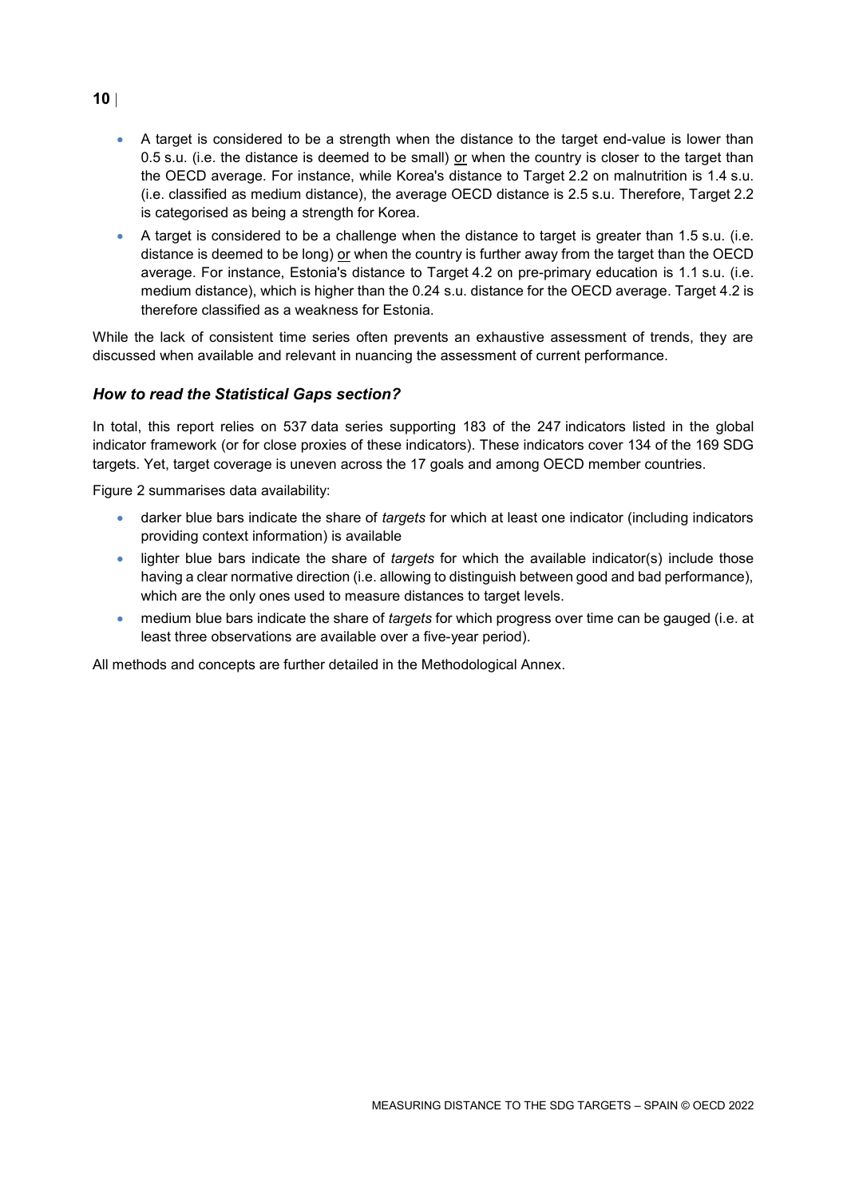- A target is considered to be a strength when the distance to the target end-value is lower than 0.5 s.u. (i.e. the distance is deemed to be small) or when the country is closer to the target than the OECD average. For instance, while Korea's distance to Target 2.2 on malnutrition is 1.4 s.u. (i.e. classified as medium distance), the average OECD distance is 2.5 s.u. Therefore, Target 2.2 is categorised as being a strength for Korea.
- A target is considered to be a challenge when the distance to target is greater than 1.5 s.u. (i.e. distance is deemed to be long) or when the country is further away from the target than the OECD average. For instance, Estonia's distance to Target 4.2 on pre-primary education is 1.1 s.u. (i.e. medium distance), which is higher than the 0.24 s.u. distance for the OECD average. Target 4.2 is therefore classified as a weakness for Estonia.

While the lack of consistent time series often prevents an exhaustive assessment of trends, they are discussed when available and relevant in nuancing the assessment of current performance.

### *How to read the Statistical Gaps section?*

In total, this report relies on 537 data series supporting 183 of the 247 indicators listed in the global indicator framework (or for close proxies of these indicators). These indicators cover 134 of the 169 SDG targets. Yet, target coverage is uneven across the 17 goals and among OECD member countries.

Figure 2 summarises data availability:

- darker blue bars indicate the share of *targets* for which at least one indicator (including indicators providing context information) is available
- lighter blue bars indicate the share of *targets* for which the available indicator(s) include those having a clear normative direction (i.e. allowing to distinguish between good and bad performance), which are the only ones used to measure distances to target levels.
- medium blue bars indicate the share of *targets* for which progress over time can be gauged (i.e. at least three observations are available over a five-year period).

All methods and concepts are further detailed in the Methodological Annex.